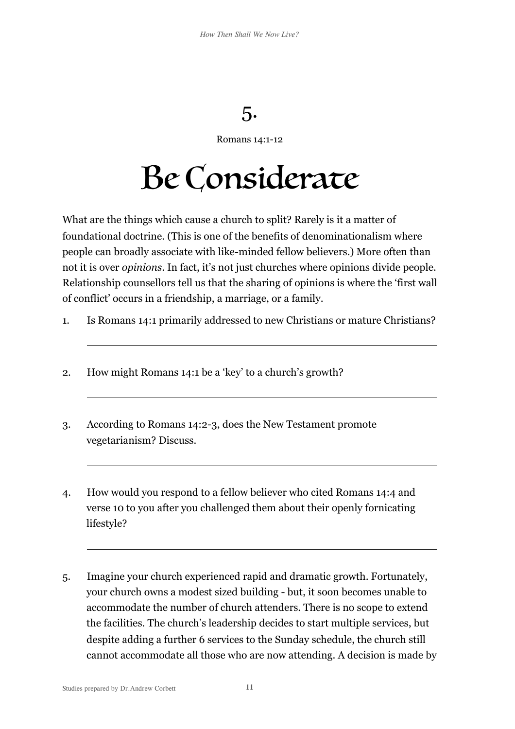# 5.

Romans 14:1-12

# Be Considerate

What are the things which cause a church to split? Rarely is it a matter of foundational doctrine. (This is one of the benefits of denominationalism where people can broadly associate with like-minded fellow believers.) More often than not it is over *opinions*. In fact, it's not just churches where opinions divide people. Relationship counsellors tell us that the sharing of opinions is where the 'first wall of conflict' occurs in a friendship, a marriage, or a family.

1. Is Romans 14:1 primarily addressed to new Christians or mature Christians?

   ______________________________________________

2. How might Romans 14:1 be a 'key' to a church's growth?

   ______________________________________________

3. According to Romans 14:2-3, does the New Testament promote vegetarianism? Discuss.

   ______________________________________________

4. How would you respond to a fellow believer who cited Romans 14:4 and verse 10 to you after you challenged them about their openly fornicating lifestyle?

   ______________________________________________

5. Imagine your church experienced rapid and dramatic growth. Fortunately, your church owns a modest sized building - but, it soon becomes unable to accommodate the number of church attenders. There is no scope to extend the facilities. The church's leadership decides to start multiple services, but despite adding a further 6 services to the Sunday schedule, the church still cannot accommodate all those who are now attending. A decision is made by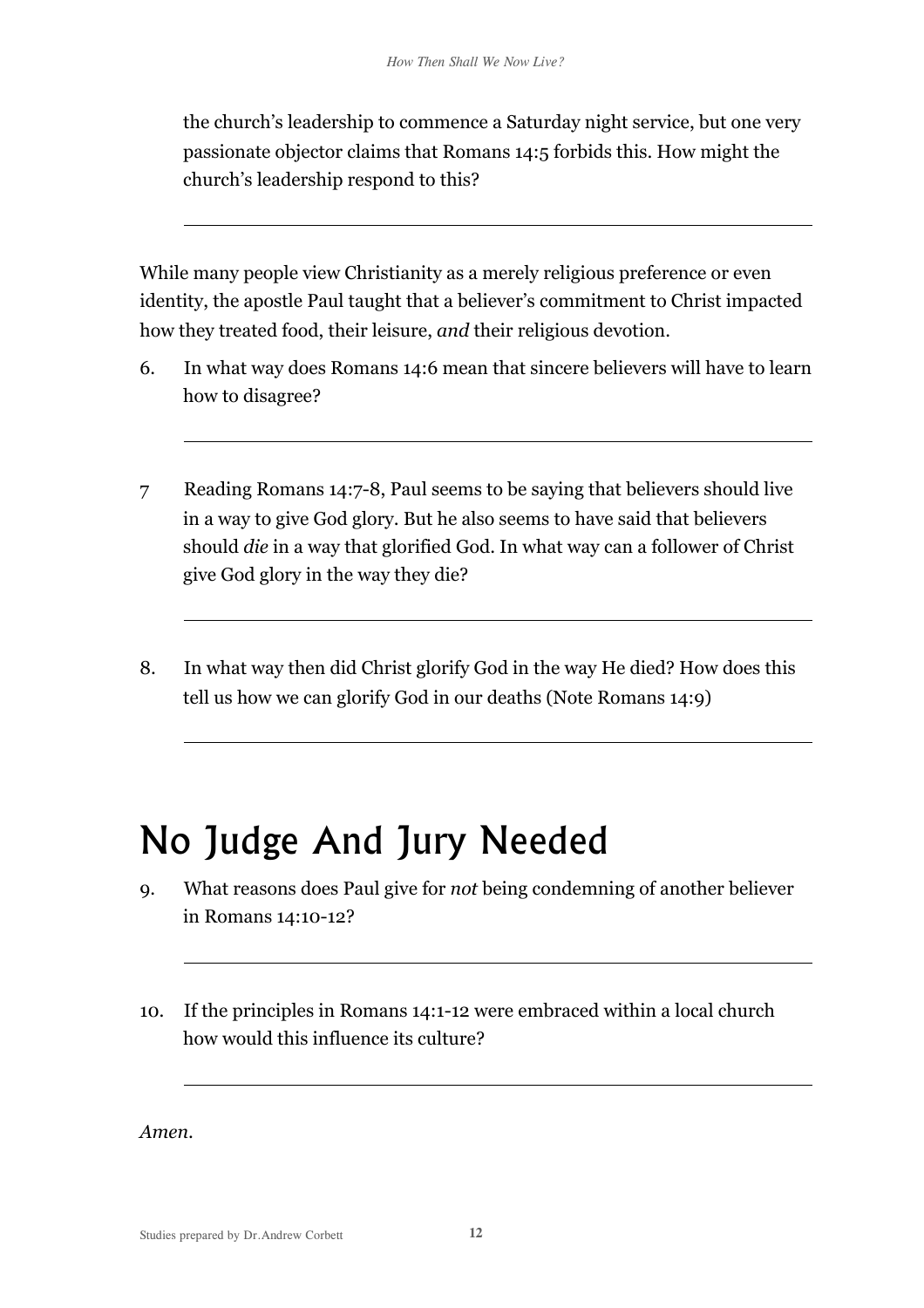the church's leadership to commence a Saturday night service, but one very passionate objector claims that Romans 14:5 forbids this. How might the church's leadership respond to this?

---

While many people view Christianity as a merely religious preference or even identity, the apostle Paul taught that a believer's commitment to Christ impacted how they treated food, their leisure, *and* their religious devotion.

6. In what way does Romans 14:6 mean that sincere believers will have to learn how to disagree?

---

7 Reading Romans 14:7-8, Paul seems to be saying that believers should live in a way to give God glory. But he also seems to have said that believers should *die* in a way that glorified God. In what way can a follower of Christ give God glory in the way they die?

---

8. In what way then did Christ glorify God in the way He died? How does this tell us how we can glorify God in our deaths (Note Romans 14:9)

---

# No Judge And Jury Needed

9. What reasons does Paul give for *not* being condemning of another believer in Romans 14:10-12?

---

10. If the principles in Romans 14:1-12 were embraced within a local church how would this influence its culture?

---

*Amen.*